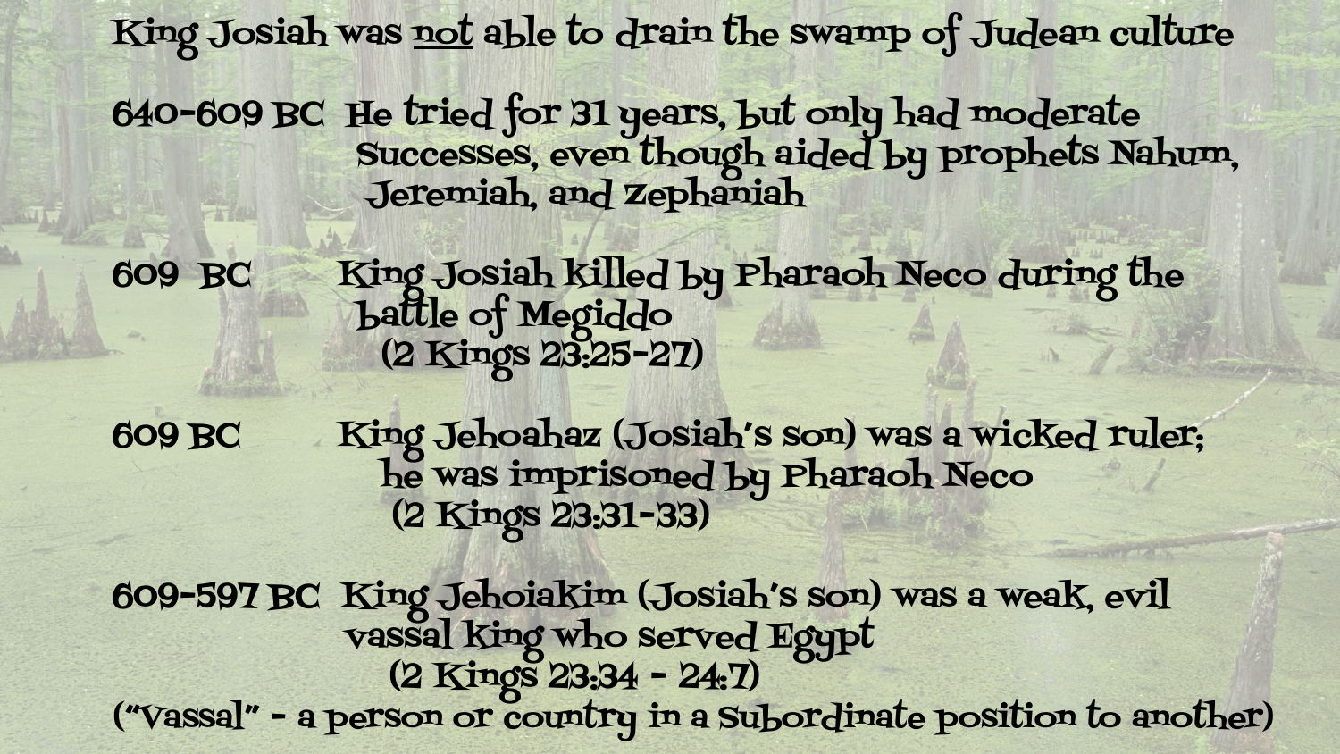# King Josiah was <u>not</u> able to drain the swamp of Judean culture

**640-609 BC** He tried for 31 years, but only had moderate successes, even though aided by prophets Nahum, Jeremiah, and Zephaniah

**609 BC** King Josiah killed by Pharaoh Neco during the battle of Megiddo (2 Kings 23:25-27)

**609 BC** King Jehoahaz (Josiah's son) was a wicked ruler; he was imprisoned by Pharaoh Neco (2 Kings 23:31-33)

**609-597 BC** King Jehoiakim (Josiah's son) was a weak, evil vassal king who served Egypt (2 Kings 23:34 - 24:7)

("Vassal" - a person or country in a subordinate position to another)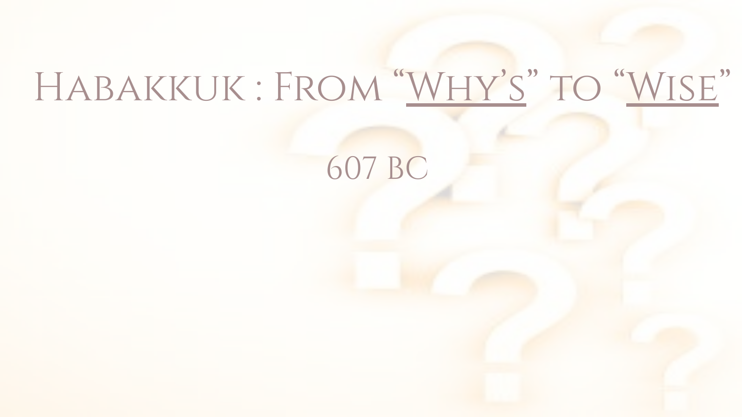# Habakkuk : From "Why's" to "Wise"

607 BC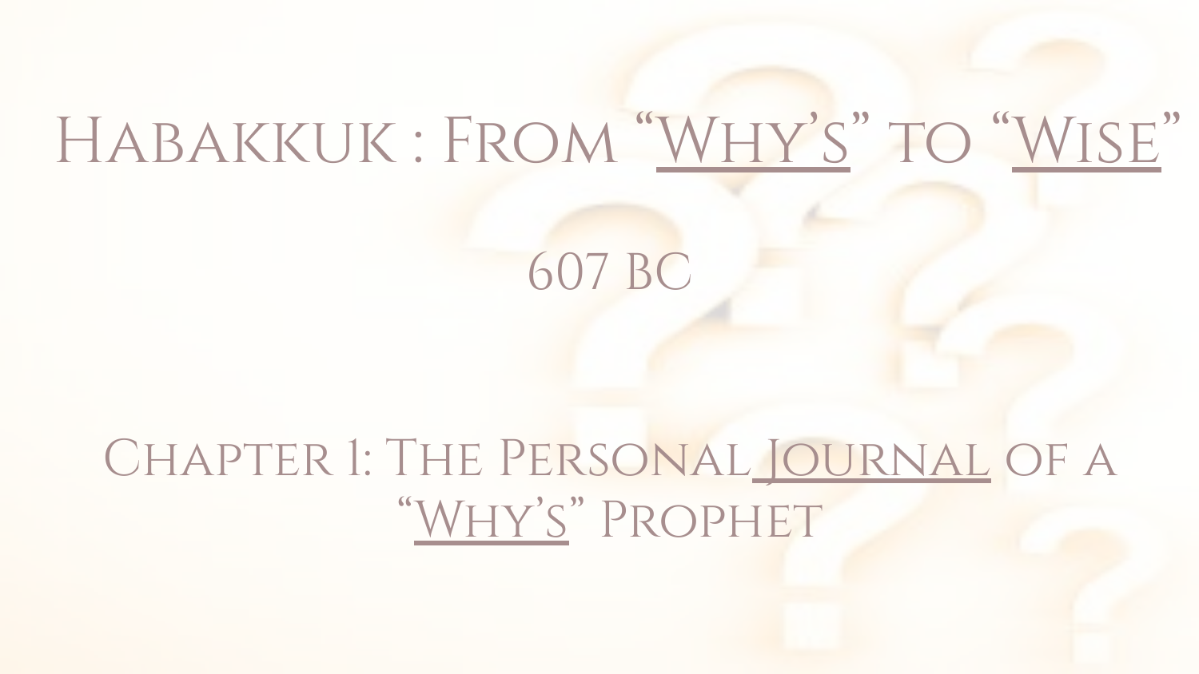# Habakkuk : From "Why's" to "Wise"

607 BC

## Chapter 1: The Personal Journal of a "Why's" Prophet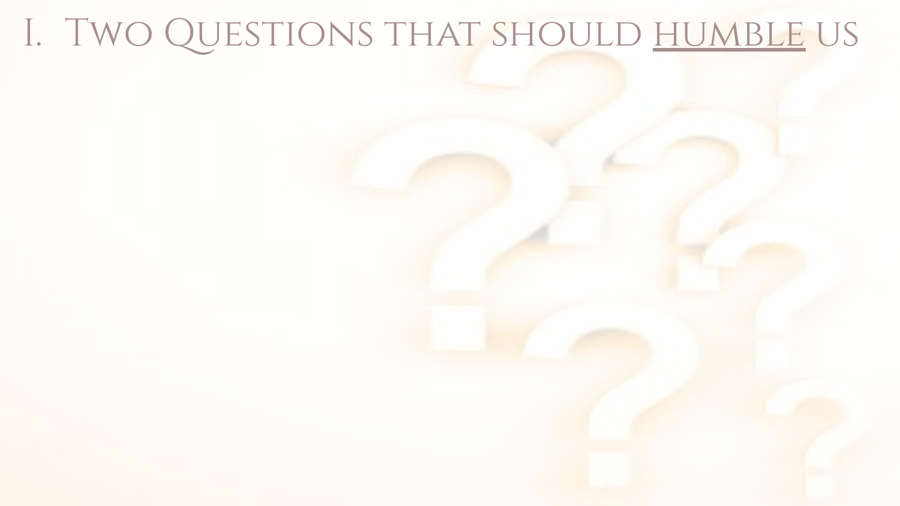# I. Two Questions that should humble us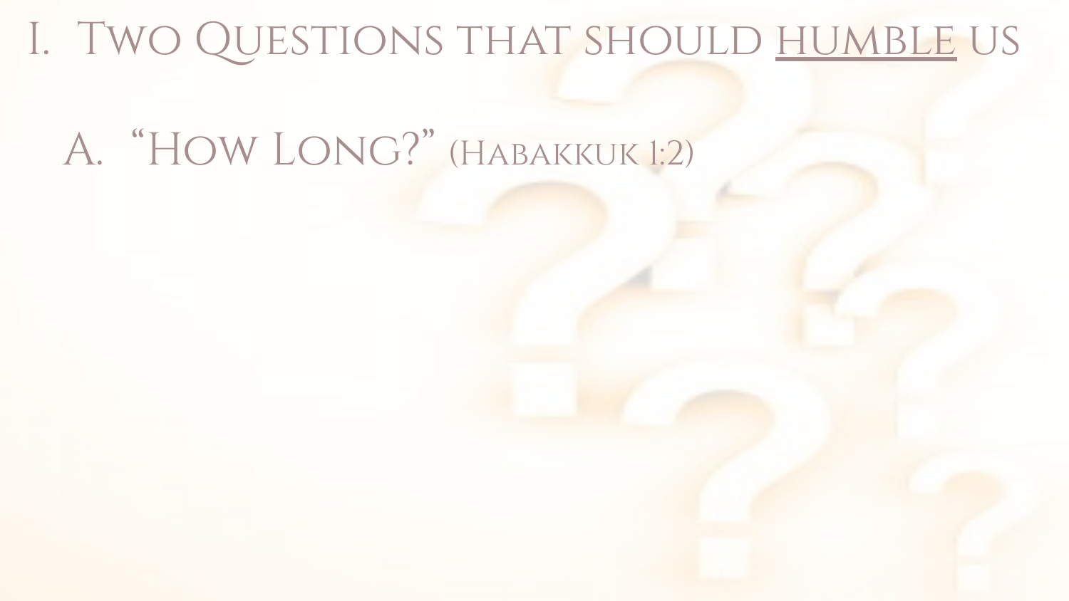# I. Two Questions that should <u>humble</u> us

## A. "How Long?" (Habakkuk 1:2)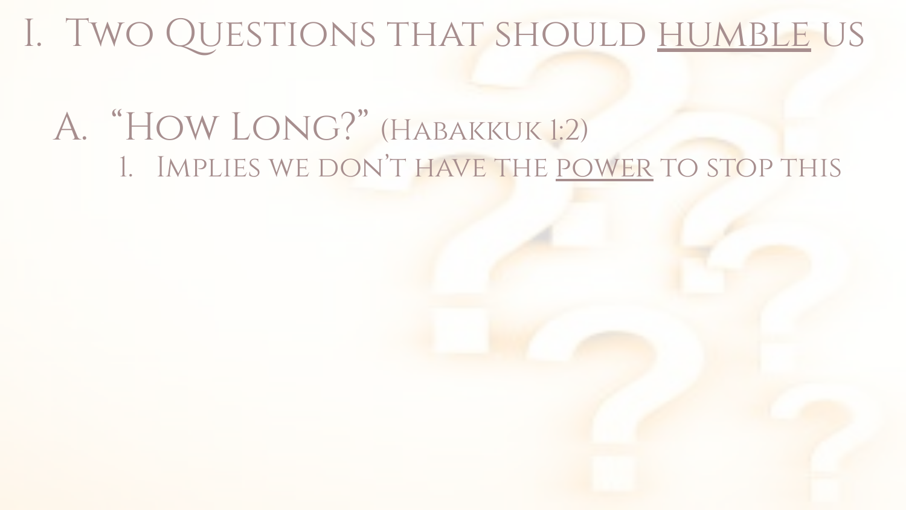# I. Two Questions that should <u>humble</u> us

## A. "How Long?" (Habakkuk 1:2)

1. Implies we don't have the <u>power</u> to stop this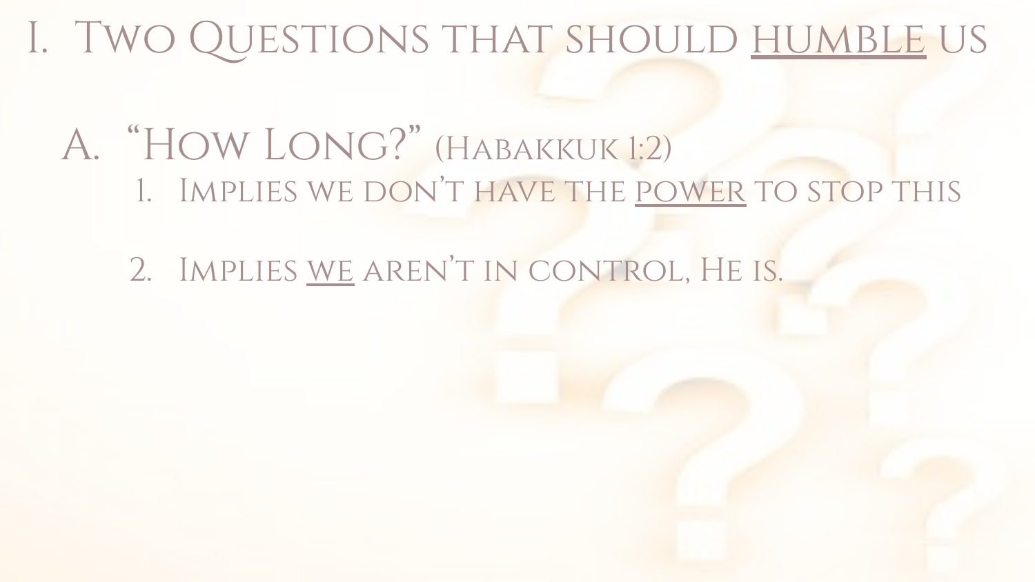# I. Two Questions that should <u>humble</u> us

## A. "How Long?" (Habakkuk 1:2)

1. Implies we don't have the <u>power</u> to stop this
2. Implies <u>we</u> aren't in control, He is.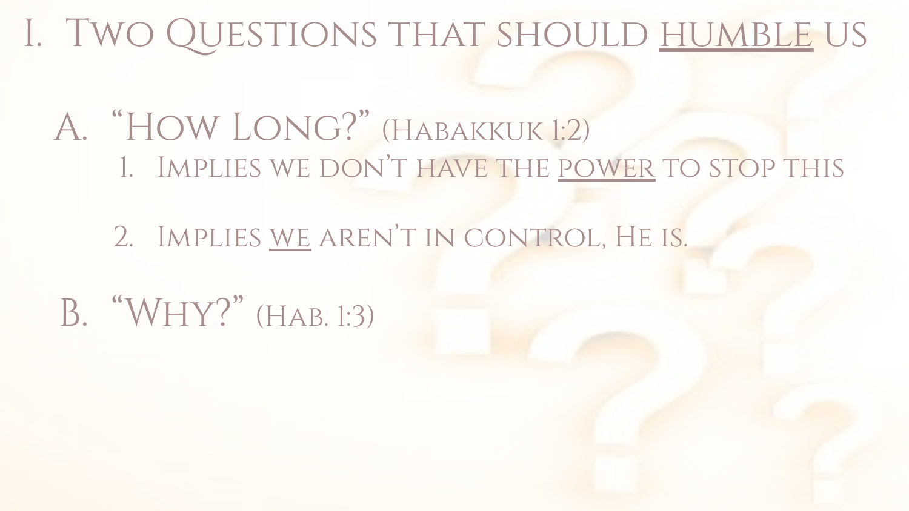# I. Two Questions that should <u>humble</u> us

## A. "How Long?" (Habakkuk 1:2)

1. Implies we don't have the <u>power</u> to stop this
2. Implies <u>we</u> aren't in control, He is.

## B. "Why?" (Hab. 1:3)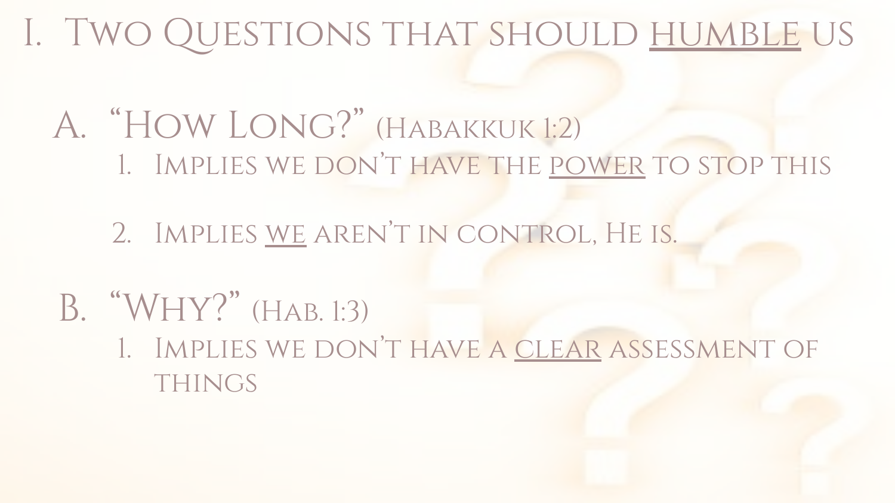# I. Two Questions that should <u>humble</u> us

## A. "How Long?" (Habakkuk 1:2)

1. Implies we don't have the <u>power</u> to stop this

2. Implies <u>we</u> aren't in control, He is.

## B. "Why?" (Hab. 1:3)

1. Implies we don't have a <u>clear</u> assessment of things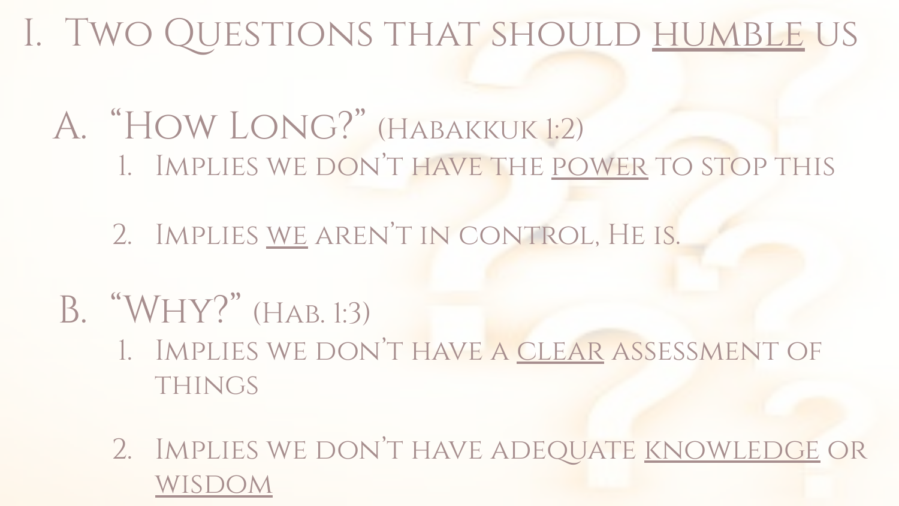# I. Two Questions that should <u>humble</u> us

## A. "How Long?" (Habakkuk 1:2)

1. Implies we don't have the <u>power</u> to stop this
2. Implies <u>we</u> aren't in control, He is.

## B. "Why?" (Hab. 1:3)

1. Implies we don't have a <u>clear</u> assessment of things
2. Implies we don't have adequate <u>knowledge</u> or <u>wisdom</u>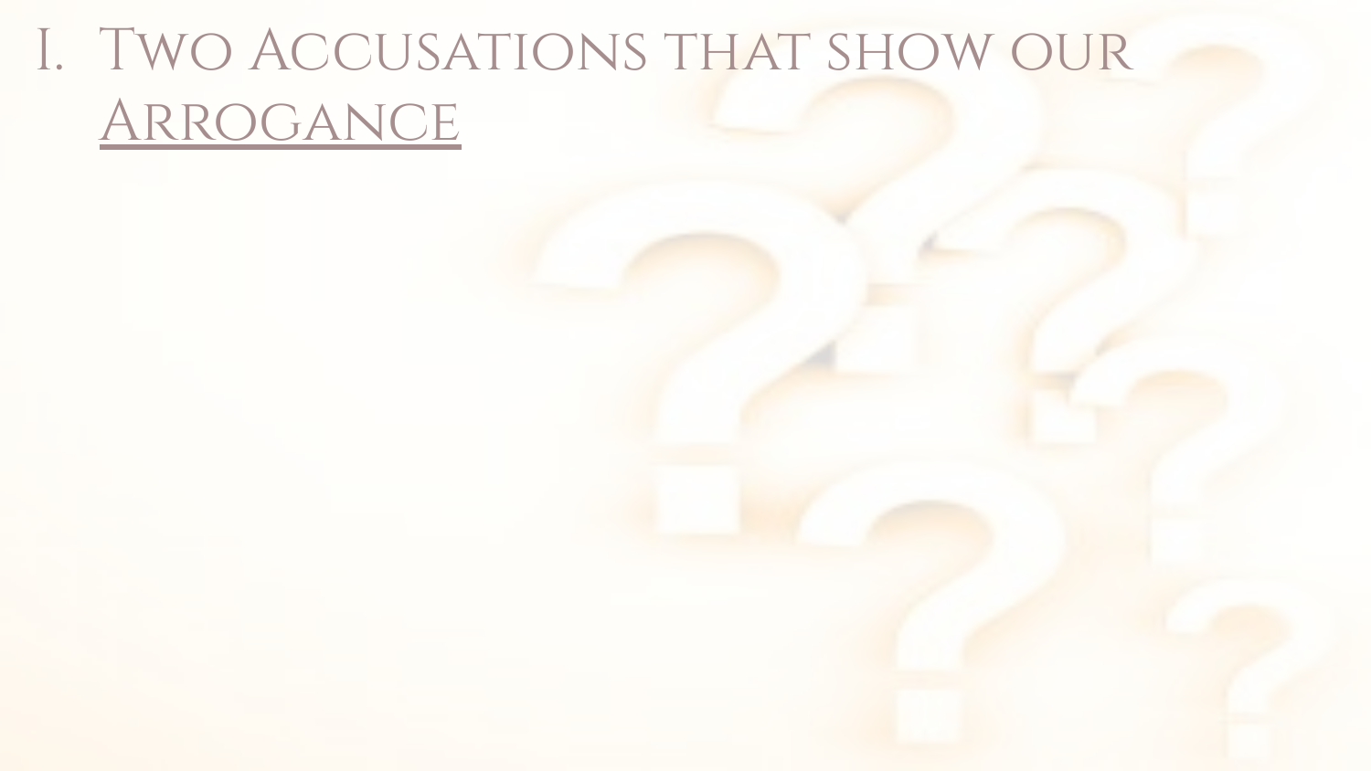# I. Two Accusations that show our Arrogance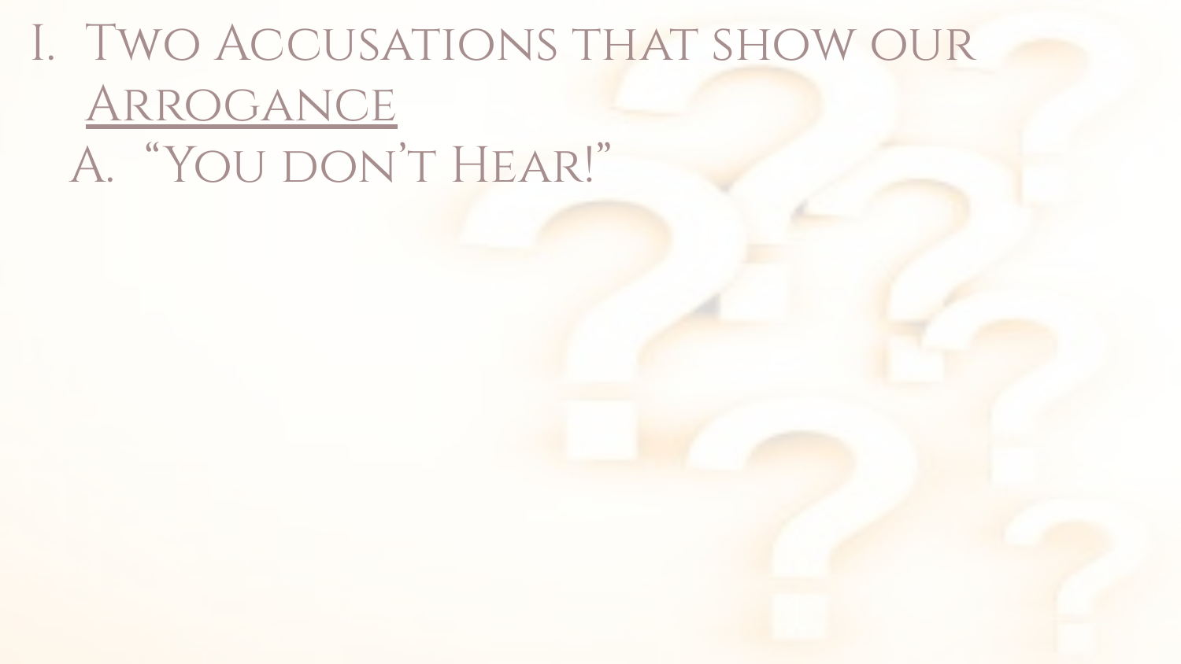I. Two Accusations that show our <u>Arrogance</u>

   A. “You don’t Hear!”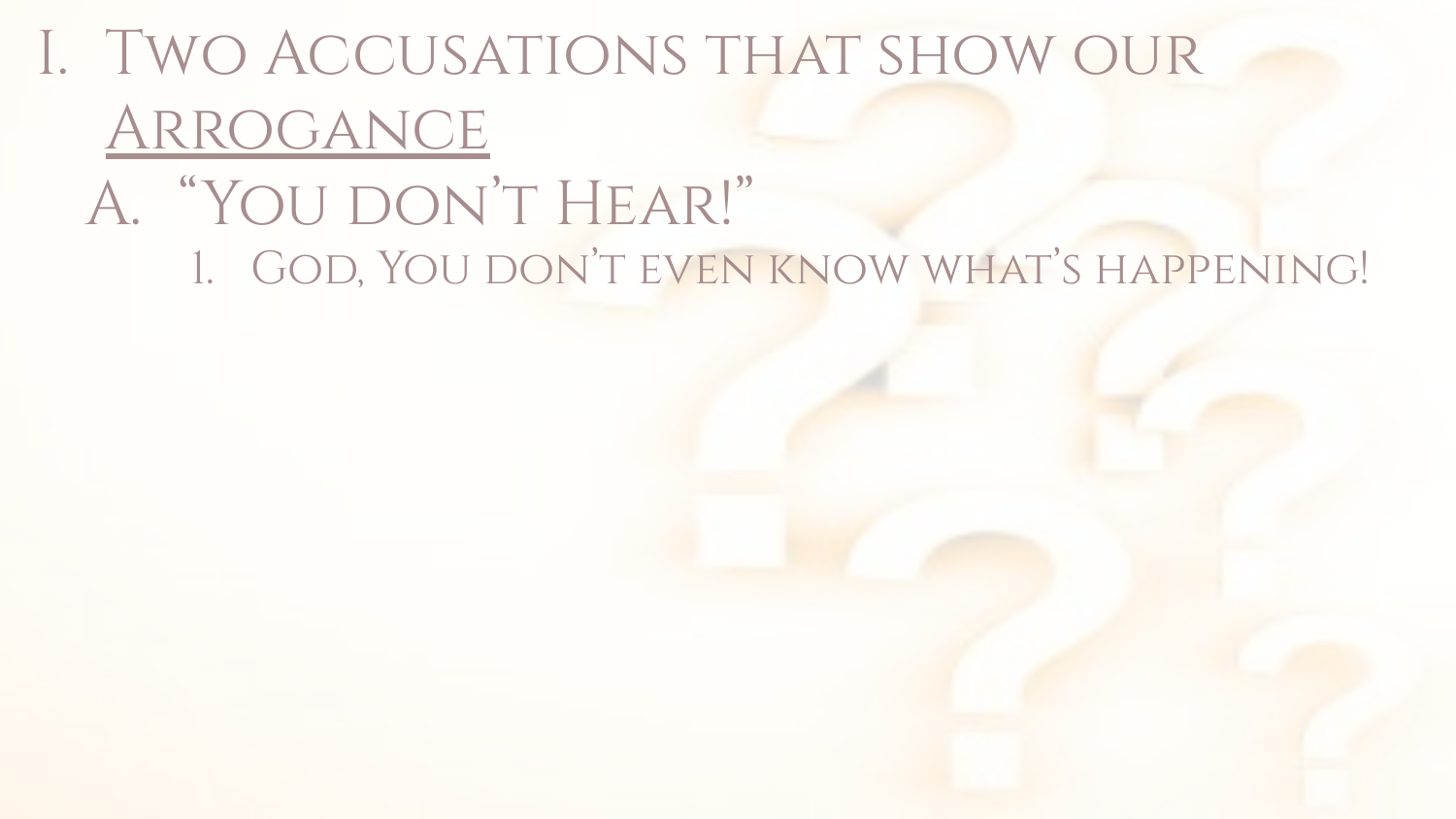# I. Two Accusations that show our <u>Arrogance</u>

## A. "You don't Hear!"

1. God, You don't even know what's happening!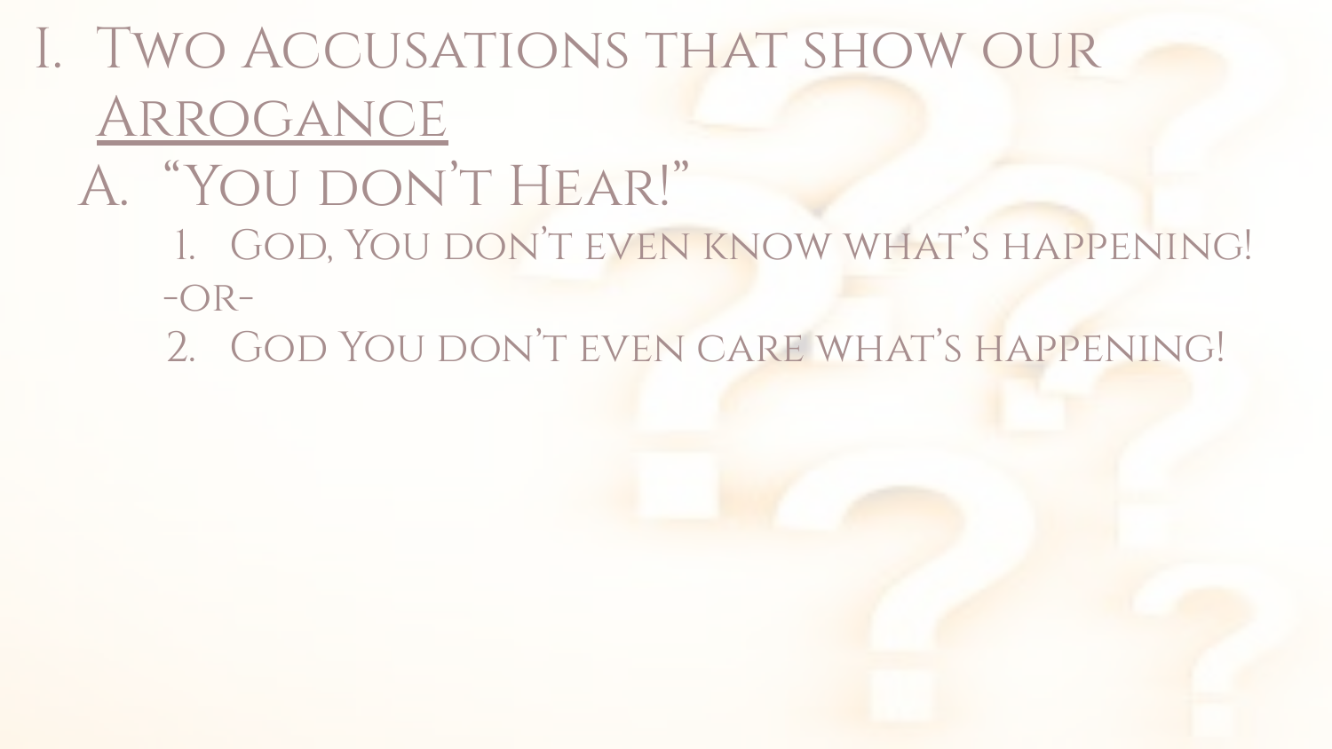# I. Two Accusations that show our <u>Arrogance</u>

## A. "You don't Hear!"

1. God, You don't even know what's happening!

-or-

2. God You don't even care what's happening!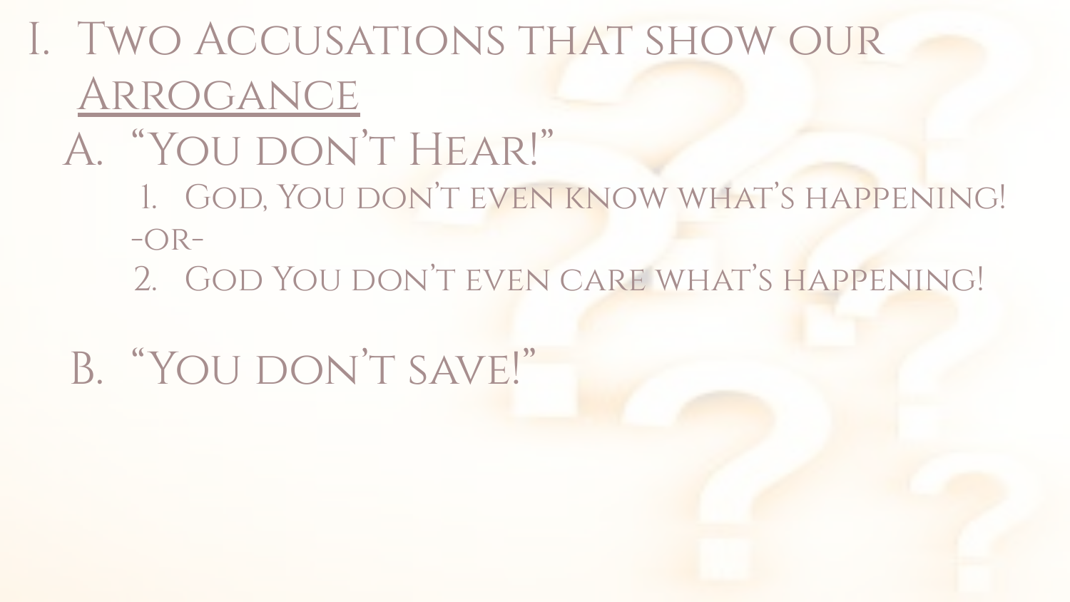# I. Two Accusations that show our <u>Arrogance</u>

## A. "You don't Hear!"

1. God, You don't even know what's happening!

-or-

2. God You don't even care what's happening!

## B. "You don't save!"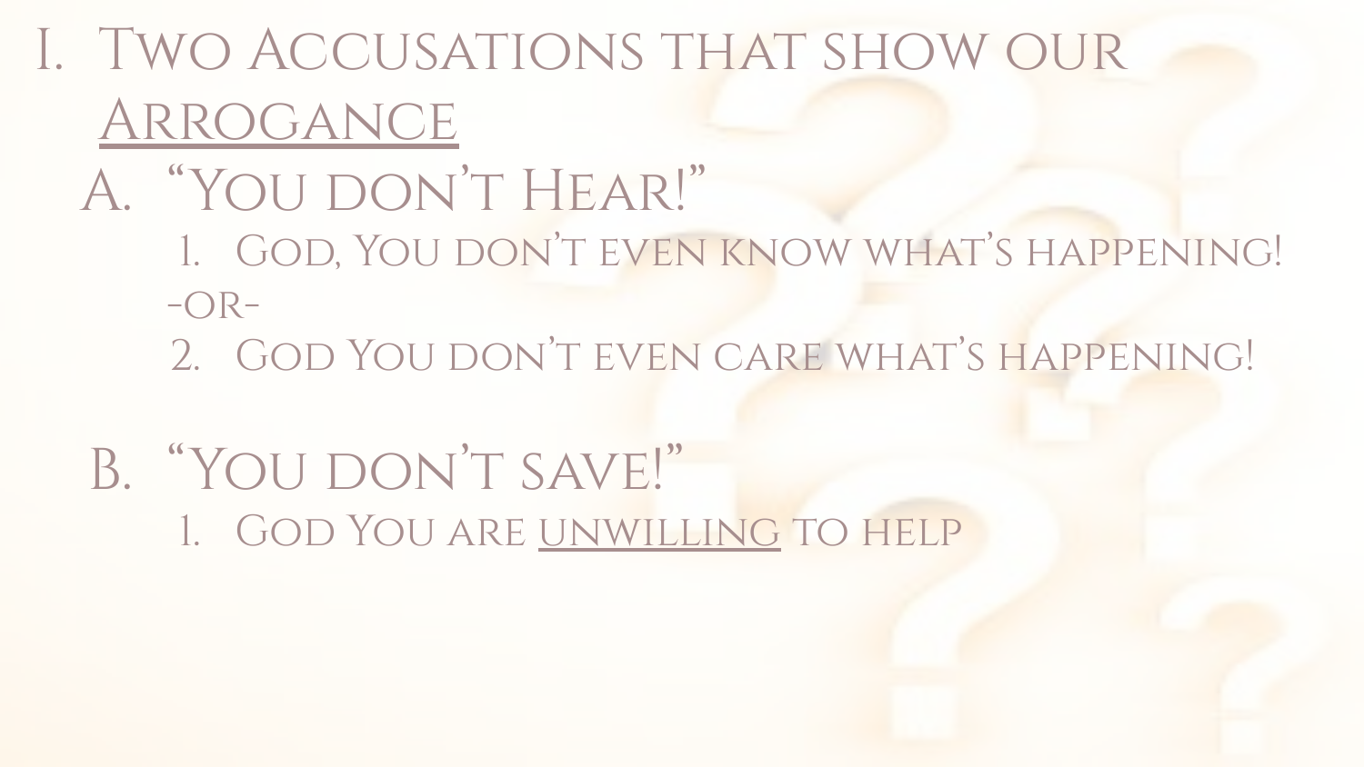# I. Two Accusations that show our <u>Arrogance</u>

## A. "You don't Hear!"

1. God, You don't even know what's happening!

-or-

2. God You don't even care what's happening!

## B. "You don't save!"

1. God You are <u>unwilling</u> to help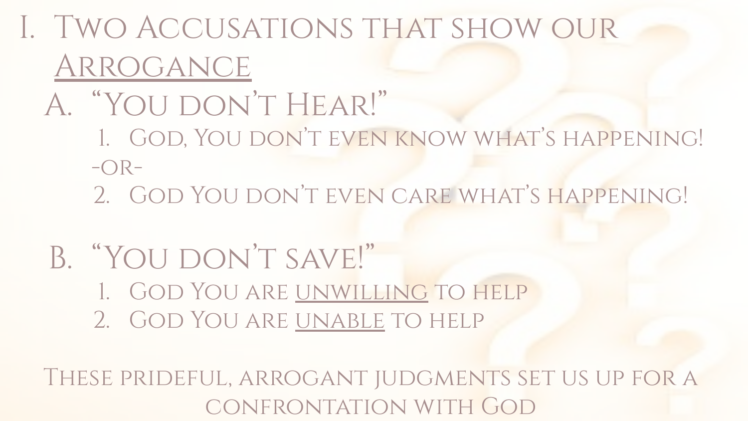# I. Two Accusations that show our <u>Arrogance</u>

## A. "You don't Hear!"

1. God, You don't even know what's happening!

-or-

2. God You don't even care what's happening!

## B. "You don't save!"

1. God You are <u>unwilling</u> to help
2. God You are <u>unable</u> to help

These prideful, arrogant judgments set us up for a confrontation with God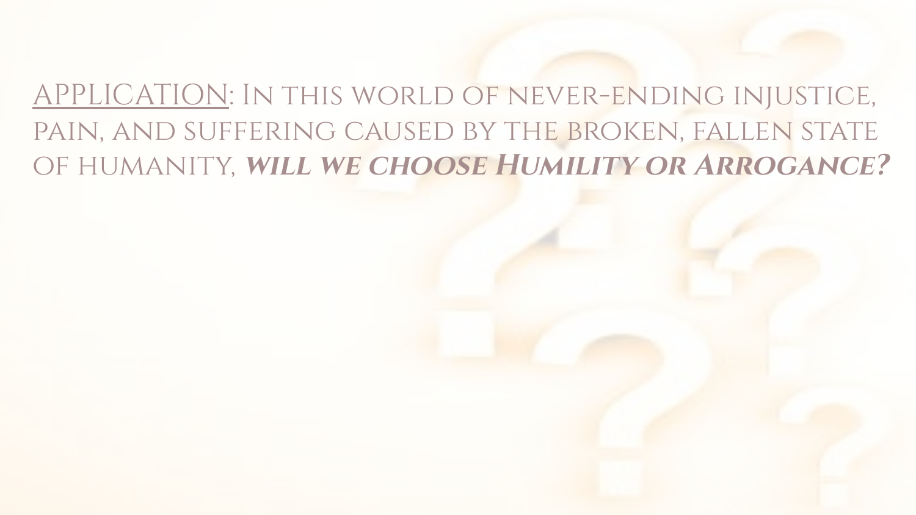APPLICATION: In this world of never-ending injustice, pain, and suffering caused by the broken, fallen state of humanity, ***will we choose Humility or Arrogance?***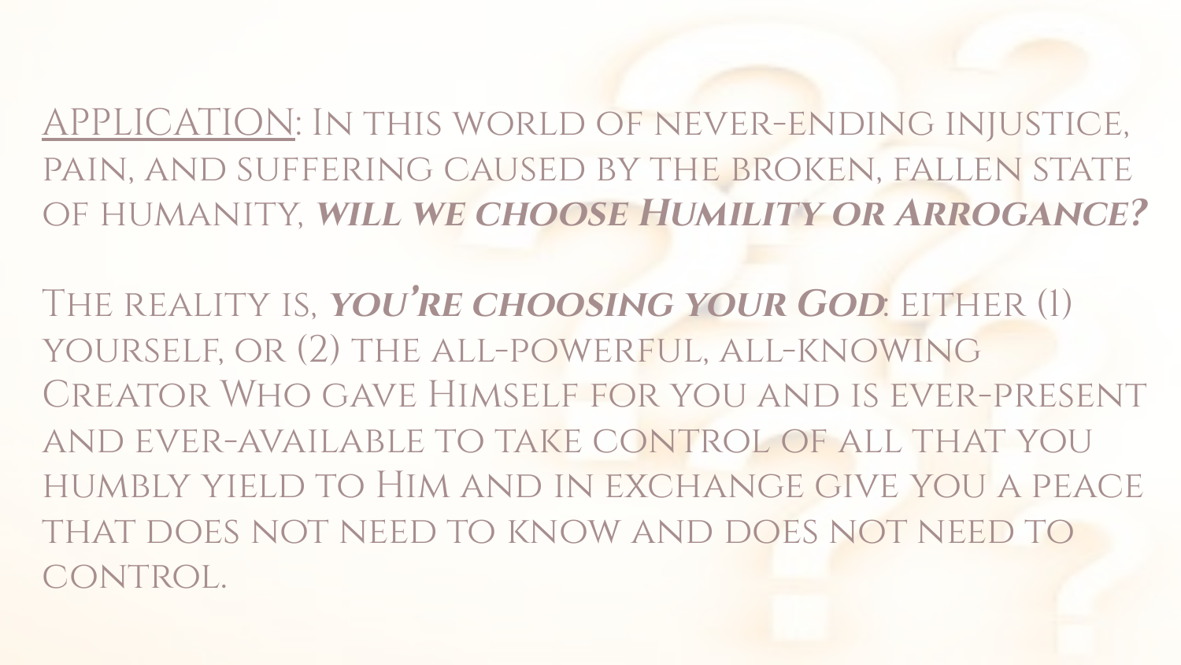APPLICATION: In this world of never-ending injustice, pain, and suffering caused by the broken, fallen state of humanity, ***will we choose Humility or Arrogance?***

The reality is, ***you're choosing your God***: either (1) yourself, or (2) the all-powerful, all-knowing Creator Who gave Himself for you and is ever-present and ever-available to take control of all that you humbly yield to Him and in exchange give you a peace that does not need to know and does not need to control.